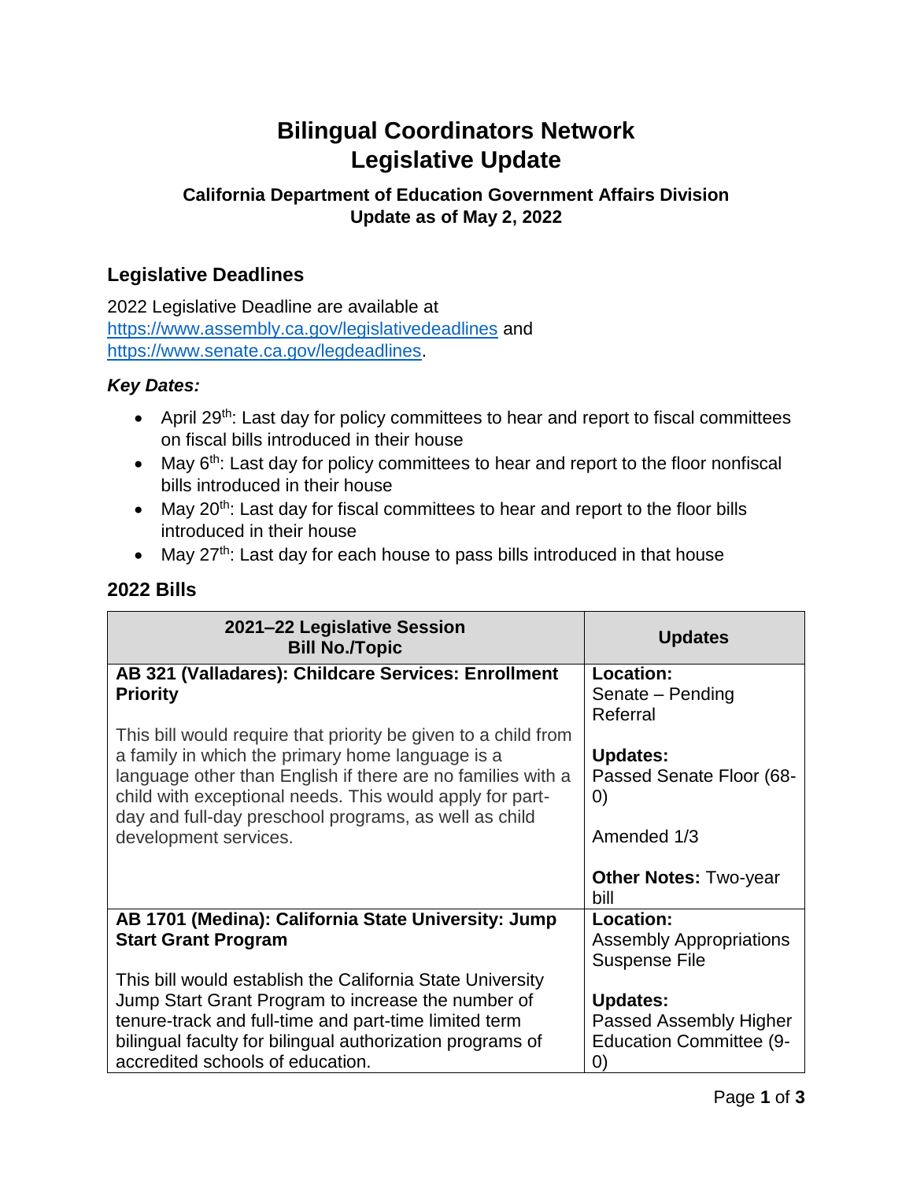# Bilingual Coordinators Network Legislative Update

### California Department of Education Government Affairs Division
### Update as of May 2, 2022

## Legislative Deadlines

2022 Legislative Deadline are available at https://www.assembly.ca.gov/legislativedeadlines and https://www.senate.ca.gov/legdeadlines.

***Key Dates:***

- April 29th: Last day for policy committees to hear and report to fiscal committees on fiscal bills introduced in their house
- May 6th: Last day for policy committees to hear and report to the floor nonfiscal bills introduced in their house
- May 20th: Last day for fiscal committees to hear and report to the floor bills introduced in their house
- May 27th: Last day for each house to pass bills introduced in that house

## 2022 Bills

| 2021–22 Legislative Session Bill No./Topic | Updates |
|---|---|
| **AB 321 (Valladares): Childcare Services: Enrollment Priority**<br><br>This bill would require that priority be given to a child from a family in which the primary home language is a language other than English if there are no families with a child with exceptional needs. This would apply for part-day and full-day preschool programs, as well as child development services. | **Location:**<br>Senate – Pending Referral<br><br>**Updates:**<br>Passed Senate Floor (68-0)<br><br>Amended 1/3<br><br>**Other Notes:** Two-year bill |
| **AB 1701 (Medina): California State University: Jump Start Grant Program**<br><br>This bill would establish the California State University Jump Start Grant Program to increase the number of tenure-track and full-time and part-time limited term bilingual faculty for bilingual authorization programs of accredited schools of education. | **Location:**<br>Assembly Appropriations Suspense File<br><br>**Updates:**<br>Passed Assembly Higher Education Committee (9-0) |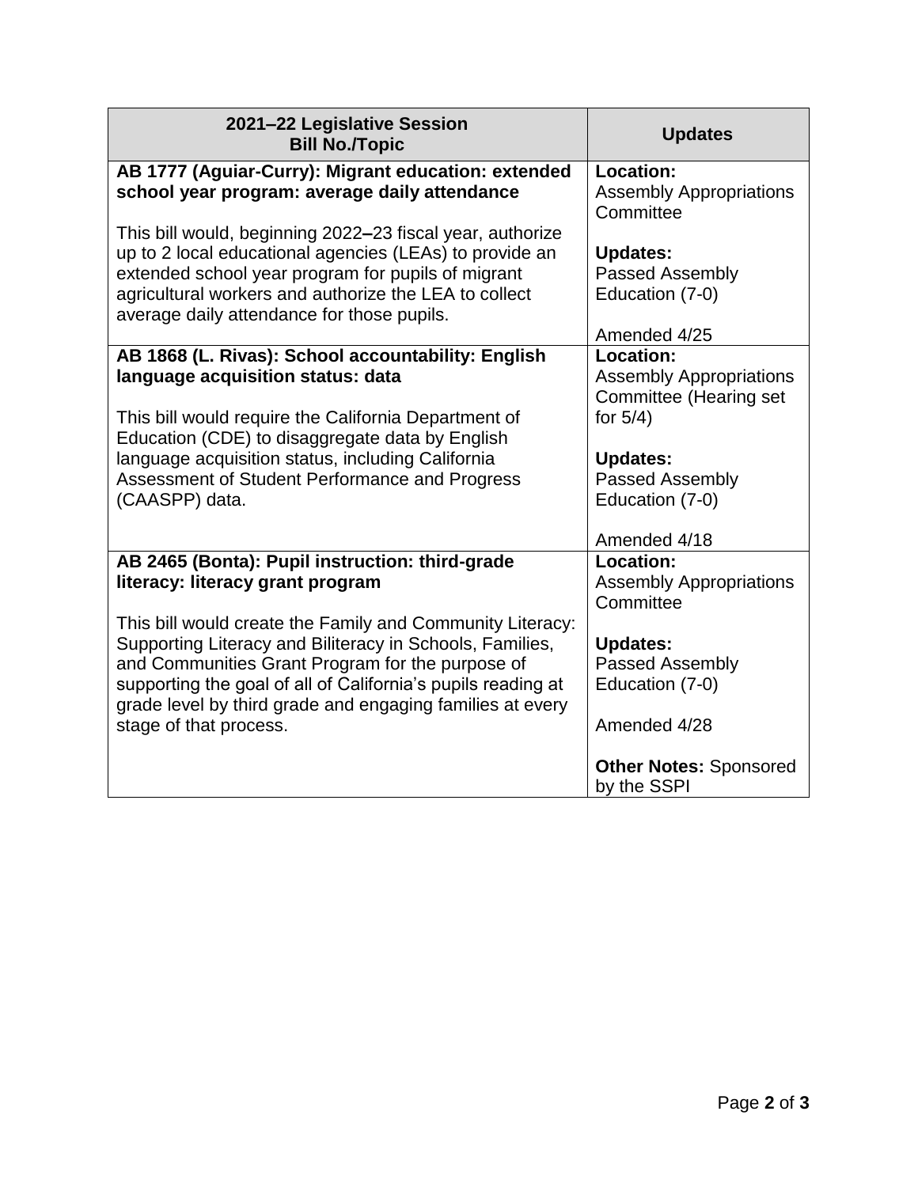| 2021–22 Legislative Session<br>Bill No./Topic | Updates |
|---|---|
| **AB 1777 (Aguiar-Curry): Migrant education: extended school year program: average daily attendance**<br><br>This bill would, beginning 2022–23 fiscal year, authorize up to 2 local educational agencies (LEAs) to provide an extended school year program for pupils of migrant agricultural workers and authorize the LEA to collect average daily attendance for those pupils. | **Location:**<br>Assembly Appropriations Committee<br><br>**Updates:**<br>Passed Assembly Education (7-0)<br><br>Amended 4/25 |
| **AB 1868 (L. Rivas): School accountability: English language acquisition status: data**<br><br>This bill would require the California Department of Education (CDE) to disaggregate data by English language acquisition status, including California Assessment of Student Performance and Progress (CAASPP) data. | **Location:**<br>Assembly Appropriations Committee (Hearing set for 5/4)<br><br>**Updates:**<br>Passed Assembly Education (7-0)<br><br>Amended 4/18 |
| **AB 2465 (Bonta): Pupil instruction: third-grade literacy: literacy grant program**<br><br>This bill would create the Family and Community Literacy: Supporting Literacy and Biliteracy in Schools, Families, and Communities Grant Program for the purpose of supporting the goal of all of California's pupils reading at grade level by third grade and engaging families at every stage of that process. | **Location:**<br>Assembly Appropriations Committee<br><br>**Updates:**<br>Passed Assembly Education (7-0)<br><br>Amended 4/28<br><br>**Other Notes:** Sponsored by the SSPI |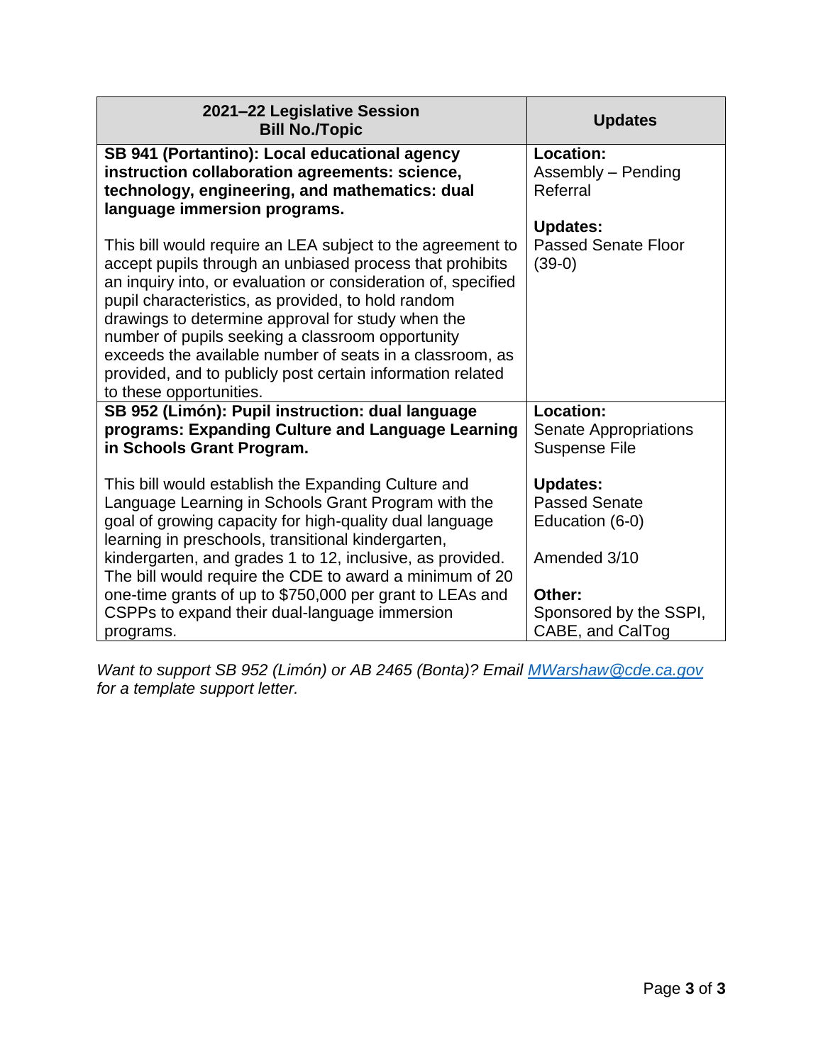| 2021–22 Legislative Session<br>Bill No./Topic | Updates |
|---|---|
| **SB 941 (Portantino): Local educational agency instruction collaboration agreements: science, technology, engineering, and mathematics: dual language immersion programs.**<br><br>This bill would require an LEA subject to the agreement to accept pupils through an unbiased process that prohibits an inquiry into, or evaluation or consideration of, specified pupil characteristics, as provided, to hold random drawings to determine approval for study when the number of pupils seeking a classroom opportunity exceeds the available number of seats in a classroom, as provided, and to publicly post certain information related to these opportunities. | **Location:**<br>Assembly – Pending Referral<br><br>**Updates:**<br>Passed Senate Floor (39-0) |
| **SB 952 (Limón): Pupil instruction: dual language programs: Expanding Culture and Language Learning in Schools Grant Program.**<br><br>This bill would establish the Expanding Culture and Language Learning in Schools Grant Program with the goal of growing capacity for high-quality dual language learning in preschools, transitional kindergarten, kindergarten, and grades 1 to 12, inclusive, as provided. The bill would require the CDE to award a minimum of 20 one-time grants of up to $750,000 per grant to LEAs and CSPPs to expand their dual-language immersion programs. | **Location:**<br>Senate Appropriations Suspense File<br><br>**Updates:**<br>Passed Senate Education (6-0)<br><br>Amended 3/10<br><br>**Other:**<br>Sponsored by the SSPI, CABE, and CalTog |

*Want to support SB 952 (Limón) or AB 2465 (Bonta)? Email [MWarshaw@cde.ca.gov](mailto:MWarshaw@cde.ca.gov) for a template support letter.*